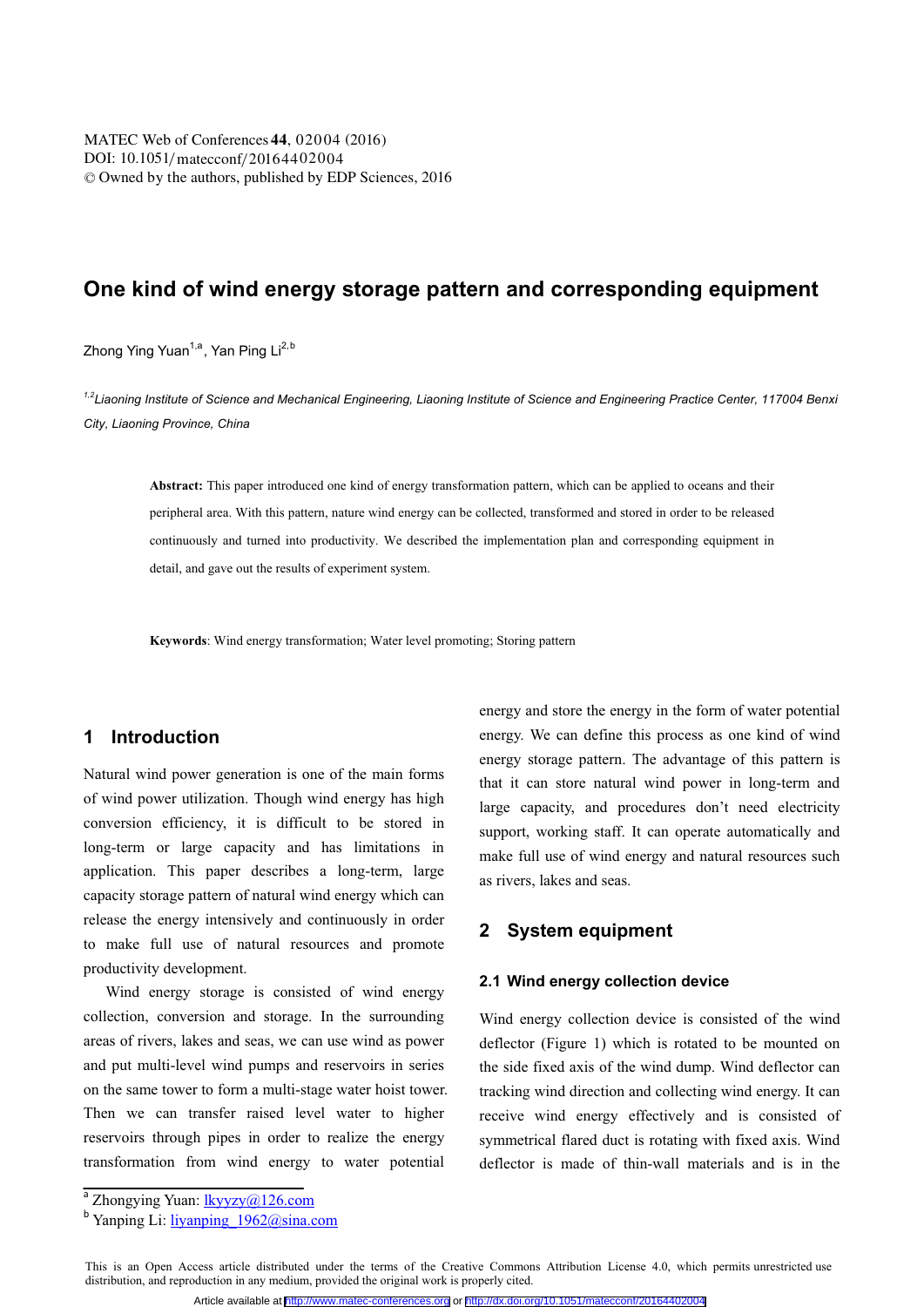# One kind of wind energy storage pattern and corresponding equipment

Zhong Ying Yuan[1,a], Yan Ping Li[2,b]

[1,2]*Liaoning Institute of Science and Mechanical Engineering, Liaoning Institute of Science and Engineering Practice Center, 117004 Benxi City, Liaoning Province, China*

**Abstract:** This paper introduced one kind of energy transformation pattern, which can be applied to oceans and their peripheral area. With this pattern, nature wind energy can be collected, transformed and stored in order to be released continuously and turned into productivity. We described the implementation plan and corresponding equipment in detail, and gave out the results of experiment system.

**Keywords**: Wind energy transformation; Water level promoting; Storing pattern

## 1 Introduction

Natural wind power generation is one of the main forms of wind power utilization. Though wind energy has high conversion efficiency, it is difficult to be stored in long-term or large capacity and has limitations in application. This paper describes a long-term, large capacity storage pattern of natural wind energy which can release the energy intensively and continuously in order to make full use of natural resources and promote productivity development.

Wind energy storage is consisted of wind energy collection, conversion and storage. In the surrounding areas of rivers, lakes and seas, we can use wind as power and put multi-level wind pumps and reservoirs in series on the same tower to form a multi-stage water hoist tower. Then we can transfer raised level water to higher reservoirs through pipes in order to realize the energy transformation from wind energy to water potential energy and store the energy in the form of water potential energy. We can define this process as one kind of wind energy storage pattern. The advantage of this pattern is that it can store natural wind power in long-term and large capacity, and procedures don't need electricity support, working staff. It can operate automatically and make full use of wind energy and natural resources such as rivers, lakes and seas.

## 2 System equipment

### 2.1 Wind energy collection device

Wind energy collection device is consisted of the wind deflector (Figure 1) which is rotated to be mounted on the side fixed axis of the wind dump. Wind deflector can tracking wind direction and collecting wind energy. It can receive wind energy effectively and is consisted of symmetrical flared duct is rotating with fixed axis. Wind deflector is made of thin-wall materials and is in the

---

[a] Zhongying Yuan: lkyyzy@126.com

[b] Yanping Li: liyanping_1962@sina.com

This is an Open Access article distributed under the terms of the Creative Commons Attribution License 4.0, which permits unrestricted use distribution, and reproduction in any medium, provided the original work is properly cited.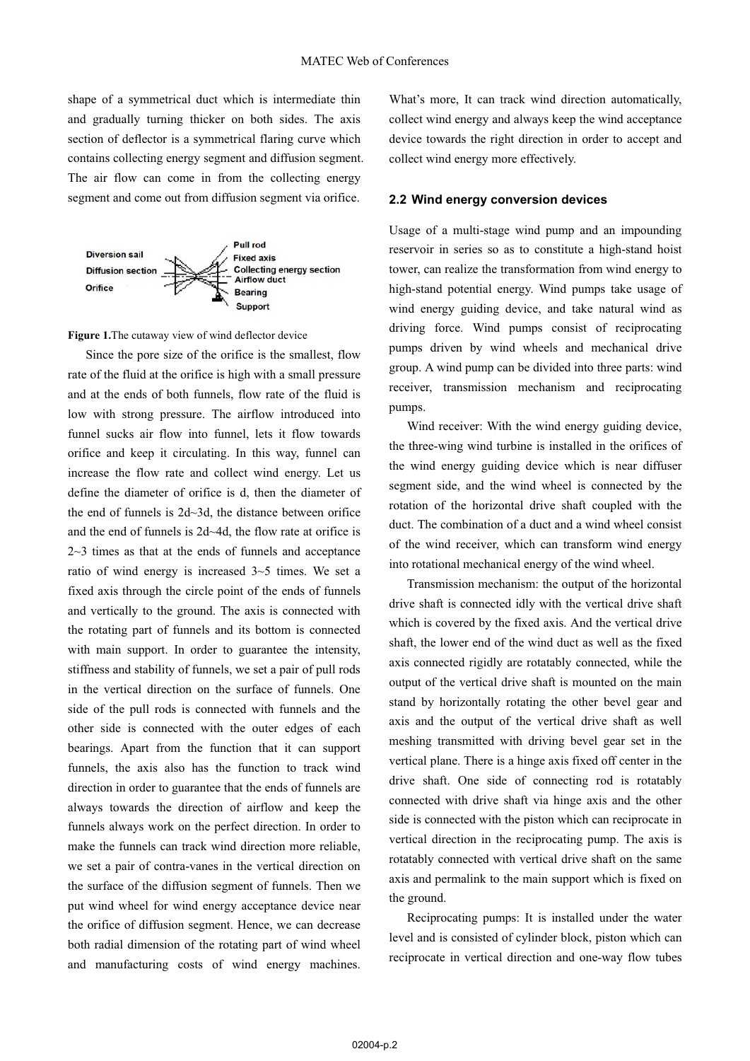shape of a symmetrical duct which is intermediate thin and gradually turning thicker on both sides. The axis section of deflector is a symmetrical flaring curve which contains collecting energy segment and diffusion segment. The air flow can come in from the collecting energy segment and come out from diffusion segment via orifice.

Diversion sail
Diffusion section
Orifice
Pull rod
Fixed axis
Collecting energy section
Airflow duct
Bearing
Support

**Figure 1.**The cutaway view of wind deflector device

Since the pore size of the orifice is the smallest, flow rate of the fluid at the orifice is high with a small pressure and at the ends of both funnels, flow rate of the fluid is low with strong pressure. The airflow introduced into funnel sucks air flow into funnel, lets it flow towards orifice and keep it circulating. In this way, funnel can increase the flow rate and collect wind energy. Let us define the diameter of orifice is d, then the diameter of the end of funnels is 2d~3d, the distance between orifice and the end of funnels is 2d~4d, the flow rate at orifice is 2~3 times as that at the ends of funnels and acceptance ratio of wind energy is increased 3~5 times. We set a fixed axis through the circle point of the ends of funnels and vertically to the ground. The axis is connected with the rotating part of funnels and its bottom is connected with main support. In order to guarantee the intensity, stiffness and stability of funnels, we set a pair of pull rods in the vertical direction on the surface of funnels. One side of the pull rods is connected with funnels and the other side is connected with the outer edges of each bearings. Apart from the function that it can support funnels, the axis also has the function to track wind direction in order to guarantee that the ends of funnels are always towards the direction of airflow and keep the funnels always work on the perfect direction. In order to make the funnels can track wind direction more reliable, we set a pair of contra-vanes in the vertical direction on the surface of the diffusion segment of funnels. Then we put wind wheel for wind energy acceptance device near the orifice of diffusion segment. Hence, we can decrease both radial dimension of the rotating part of wind wheel and manufacturing costs of wind energy machines. What's more, It can track wind direction automatically, collect wind energy and always keep the wind acceptance device towards the right direction in order to accept and collect wind energy more effectively.

### 2.2 Wind energy conversion devices

Usage of a multi-stage wind pump and an impounding reservoir in series so as to constitute a high-stand hoist tower, can realize the transformation from wind energy to high-stand potential energy. Wind pumps take usage of wind energy guiding device, and take natural wind as driving force. Wind pumps consist of reciprocating pumps driven by wind wheels and mechanical drive group. A wind pump can be divided into three parts: wind receiver, transmission mechanism and reciprocating pumps.

Wind receiver: With the wind energy guiding device, the three-wing wind turbine is installed in the orifices of the wind energy guiding device which is near diffuser segment side, and the wind wheel is connected by the rotation of the horizontal drive shaft coupled with the duct. The combination of a duct and a wind wheel consist of the wind receiver, which can transform wind energy into rotational mechanical energy of the wind wheel.

Transmission mechanism: the output of the horizontal drive shaft is connected idly with the vertical drive shaft which is covered by the fixed axis. And the vertical drive shaft, the lower end of the wind duct as well as the fixed axis connected rigidly are rotatably connected, while the output of the vertical drive shaft is mounted on the main stand by horizontally rotating the other bevel gear and axis and the output of the vertical drive shaft as well meshing transmitted with driving bevel gear set in the vertical plane. There is a hinge axis fixed off center in the drive shaft. One side of connecting rod is rotatably connected with drive shaft via hinge axis and the other side is connected with the piston which can reciprocate in vertical direction in the reciprocating pump. The axis is rotatably connected with vertical drive shaft on the same axis and permalink to the main support which is fixed on the ground.

Reciprocating pumps: It is installed under the water level and is consisted of cylinder block, piston which can reciprocate in vertical direction and one-way flow tubes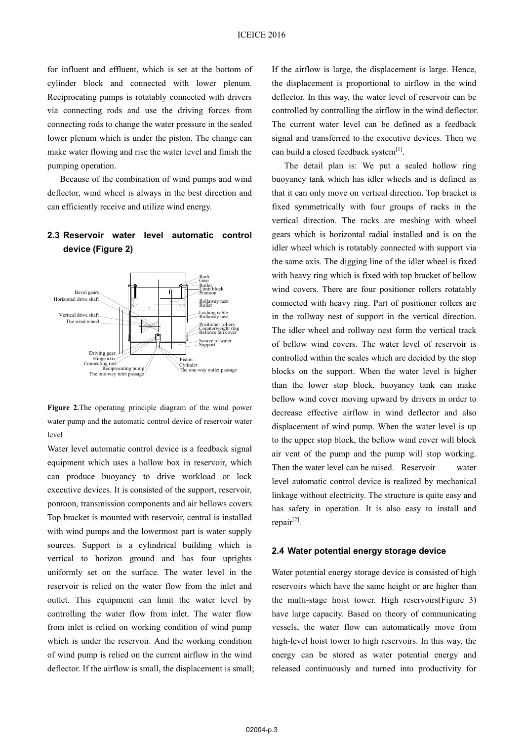for influent and effluent, which is set at the bottom of cylinder block and connected with lower plenum. Reciprocating pumps is rotatably connected with drivers via connecting rods and use the driving forces from connecting rods to change the water pressure in the sealed lower plenum which is under the piston. The change can make water flowing and rise the water level and finish the pumping operation.

Because of the combination of wind pumps and wind deflector, wind wheel is always in the best direction and can efficiently receive and utilize wind energy.

## 2.3 Reservoir water level automatic control device (Figure 2)

**Figure 2.**The operating principle diagram of the wind power water pump and the automatic control device of reservoir water level

Water level automatic control device is a feedback signal equipment which uses a hollow box in reservoir, which can produce buoyancy to drive workload or lock executive devices. It is consisted of the support, reservoir, pontoon, transmission components and air bellows covers. Top bracket is mounted with reservoir, central is installed with wind pumps and the lowermost part is water supply sources. Support is a cylindrical building which is vertical to horizon ground and has four uprights uniformly set on the surface. The water level in the reservoir is relied on the water flow from the inlet and outlet. This equipment can limit the water level by controlling the water flow from inlet. The water flow from inlet is relied on working condition of wind pump which is under the reservoir. And the working condition of wind pump is relied on the current airflow in the wind deflector. If the airflow is small, the displacement is small; If the airflow is large, the displacement is large. Hence, the displacement is proportional to airflow in the wind deflector. In this way, the water level of reservoir can be controlled by controlling the airflow in the wind deflector. The current water level can be defined as a feedback signal and transferred to the executive devices. Then we can build a closed feedback system[1].

The detail plan is: We put a sealed hollow ring buoyancy tank which has idler wheels and is defined as that it can only move on vertical direction. Top bracket is fixed symmetrically with four groups of racks in the vertical direction. The racks are meshing with wheel gears which is horizontal radial installed and is on the idler wheel which is rotatably connected with support via the same axis. The digging line of the idler wheel is fixed with heavy ring which is fixed with top bracket of bellow wind covers. There are four positioner rollers rotatably connected with heavy ring. Part of positioner rollers are in the rollway nest of support in the vertical direction. The idler wheel and rollway nest form the vertical track of bellow wind covers. The water level of reservoir is controlled within the scales which are decided by the stop blocks on the support. When the water level is higher than the lower stop block, buoyancy tank can make bellow wind cover moving upward by drivers in order to decrease effective airflow in wind deflector and also displacement of wind pump. When the water level is up to the upper stop block, the bellow wind cover will block air vent of the pump and the pump will stop working. Then the water level can be raised. Reservoir water level automatic control device is realized by mechanical linkage without electricity. The structure is quite easy and has safety in operation. It is also easy to install and repair[2].

## 2.4 Water potential energy storage device

Water potential energy storage device is consisted of high reservoirs which have the same height or are higher than the multi-stage hoist tower. High reservoirs(Figure 3) have large capacity. Based on theory of communicating vessels, the water flow can automatically move from high-level hoist tower to high reservoirs. In this way, the energy can be stored as water potential energy and released continuously and turned into productivity for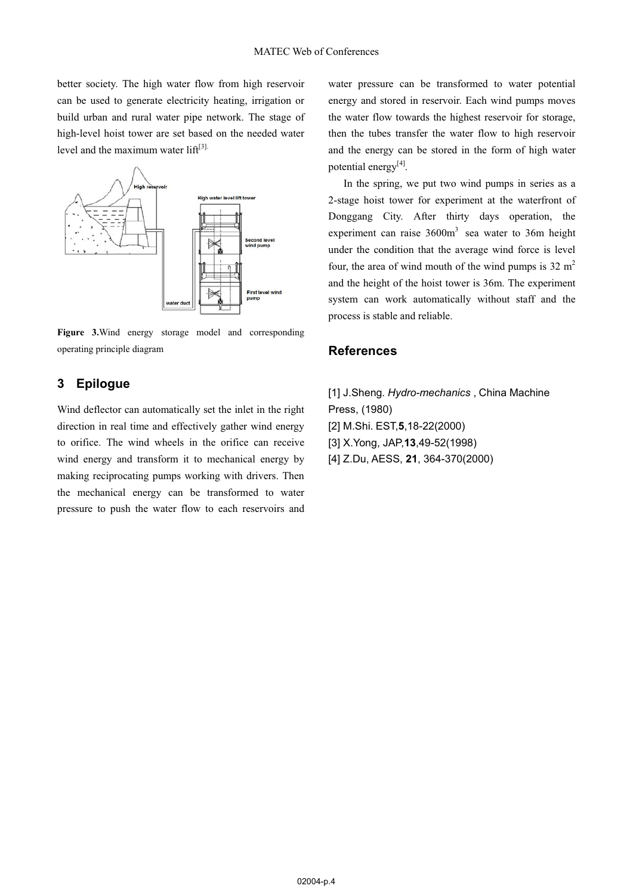better society. The high water flow from high reservoir can be used to generate electricity heating, irrigation or build urban and rural water pipe network. The stage of high-level hoist tower are set based on the needed water level and the maximum water lift[3].

High reservoir
High water level lift tower
Second level wind pump
First level wind pump
water duct

**Figure 3.**Wind energy storage model and corresponding operating principle diagram

## 3 Epilogue

Wind deflector can automatically set the inlet in the right direction in real time and effectively gather wind energy to orifice. The wind wheels in the orifice can receive wind energy and transform it to mechanical energy by making reciprocating pumps working with drivers. Then the mechanical energy can be transformed to water pressure to push the water flow to each reservoirs and water pressure can be transformed to water potential energy and stored in reservoir. Each wind pumps moves the water flow towards the highest reservoir for storage, then the tubes transfer the water flow to high reservoir and the energy can be stored in the form of high water potential energy[4].

In the spring, we put two wind pumps in series as a 2-stage hoist tower for experiment at the waterfront of Donggang City. After thirty days operation, the experiment can raise $3600m^3$ sea water to 36m height under the condition that the average wind force is level four, the area of wind mouth of the wind pumps is 32 $m^2$ and the height of the hoist tower is 36m. The experiment system can work automatically without staff and the process is stable and reliable.

## References

[1] J.Sheng. *Hydro-mechanics* , China Machine Press, (1980)
[2] M.Shi. EST,**5**,18-22(2000)
[3] X.Yong, JAP,**13**,49-52(1998)
[4] Z.Du, AESS, **21**, 364-370(2000)